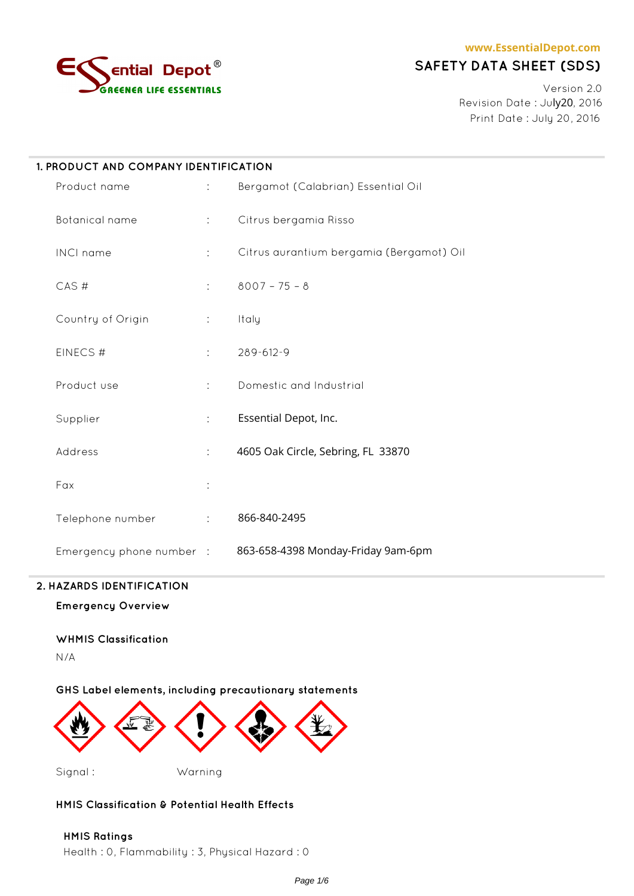Essential Depot®
GREENER LIFE ESSENTIALS

www.EssentialDepot.com

# SAFETY DATA SHEET (SDS)

Version 2.0
Revision Date : July20, 2016
Print Date : July 20, 2016

## 1. PRODUCT AND COMPANY IDENTIFICATION

| | | |
|---|---|---|
| Product name | : | Bergamot (Calabrian) Essential Oil |
| Botanical name | : | Citrus bergamia Risso |
| INCI name | : | Citrus aurantium bergamia (Bergamot) Oil |
| CAS # | : | 8007 – 75 – 8 |
| Country of Origin | : | Italy |
| EINECS # | : | 289-612-9 |
| Product use | : | Domestic and Industrial |
| Supplier | : | Essential Depot, Inc. |
| Address | : | 4605 Oak Circle, Sebring, FL 33870 |
| Fax | : | |
| Telephone number | : | 866-840-2495 |
| Emergency phone number | : | 863-658-4398 Monday-Friday 9am-6pm |

## 2. HAZARDS IDENTIFICATION

**Emergency Overview**

**WHMIS Classification**

N/A

**GHS Label elements, including precautionary statements**

Signal : Warning

**HMIS Classification & Potential Health Effects**

**HMIS Ratings**

Health : 0, Flammability : 3, Physical Hazard : 0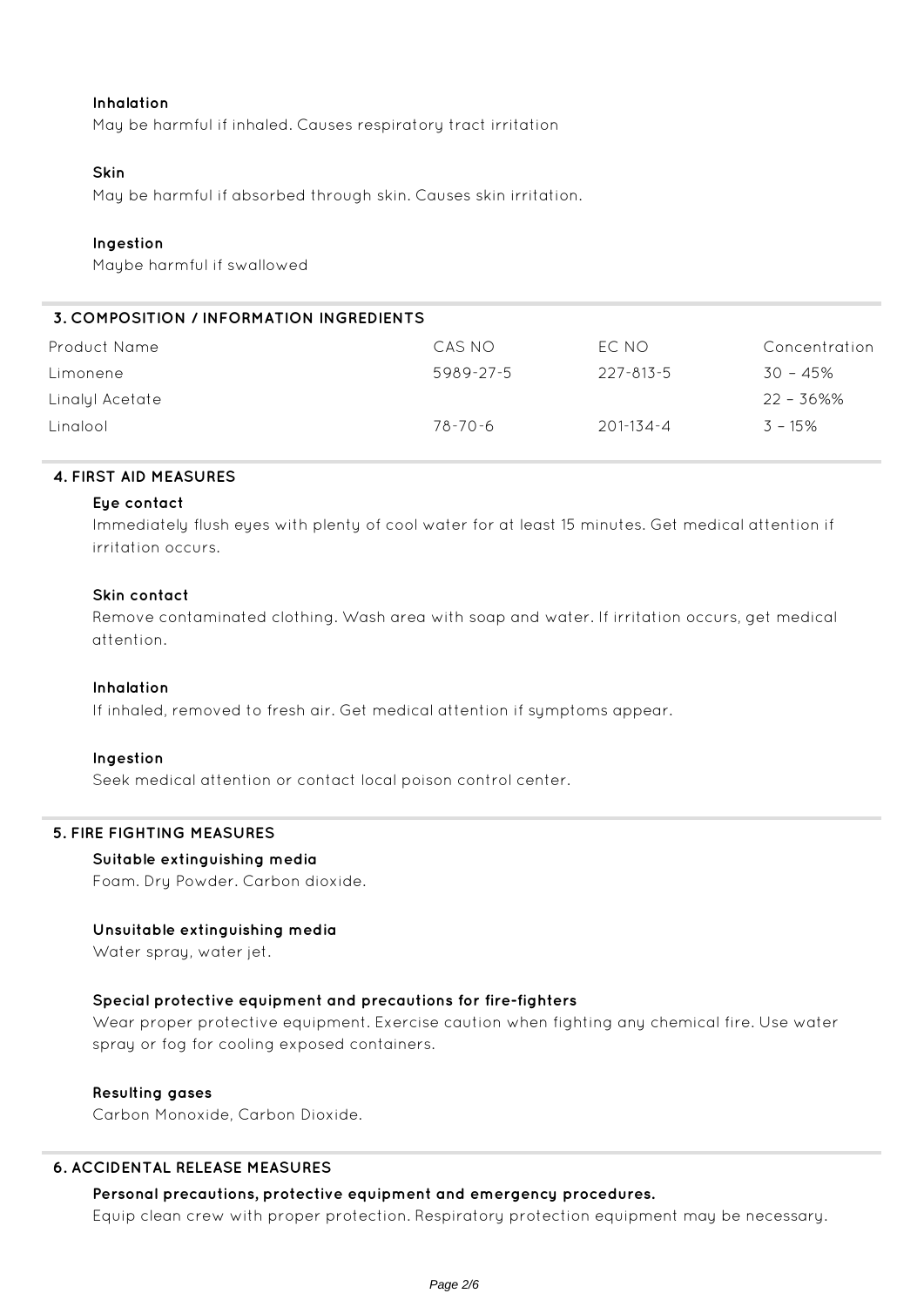### Inhalation

May be harmful if inhaled. Causes respiratory tract irritation

### Skin

May be harmful if absorbed through skin. Causes skin irritation.

### Ingestion

Maybe harmful if swallowed

## 3. COMPOSITION / INFORMATION INGREDIENTS

| Product Name | CAS NO | EC NO | Concentration |
|---|---|---|---|
| Limonene | 5989-27-5 | 227-813-5 | 30 – 45% |
| Linalyl Acetate | | | 22 – 36%% |
| Linalool | 78-70-6 | 201-134-4 | 3 – 15% |

## 4. FIRST AID MEASURES

### Eye contact

Immediately flush eyes with plenty of cool water for at least 15 minutes. Get medical attention if irritation occurs.

### Skin contact

Remove contaminated clothing. Wash area with soap and water. If irritation occurs, get medical attention.

### Inhalation

If inhaled, removed to fresh air. Get medical attention if symptoms appear.

### Ingestion

Seek medical attention or contact local poison control center.

## 5. FIRE FIGHTING MEASURES

### Suitable extinguishing media

Foam. Dry Powder. Carbon dioxide.

### Unsuitable extinguishing media

Water spray, water jet.

### Special protective equipment and precautions for fire-fighters

Wear proper protective equipment. Exercise caution when fighting any chemical fire. Use water spray or fog for cooling exposed containers.

### Resulting gases

Carbon Monoxide, Carbon Dioxide.

## 6. ACCIDENTAL RELEASE MEASURES

### Personal precautions, protective equipment and emergency procedures.

Equip clean crew with proper protection. Respiratory protection equipment may be necessary.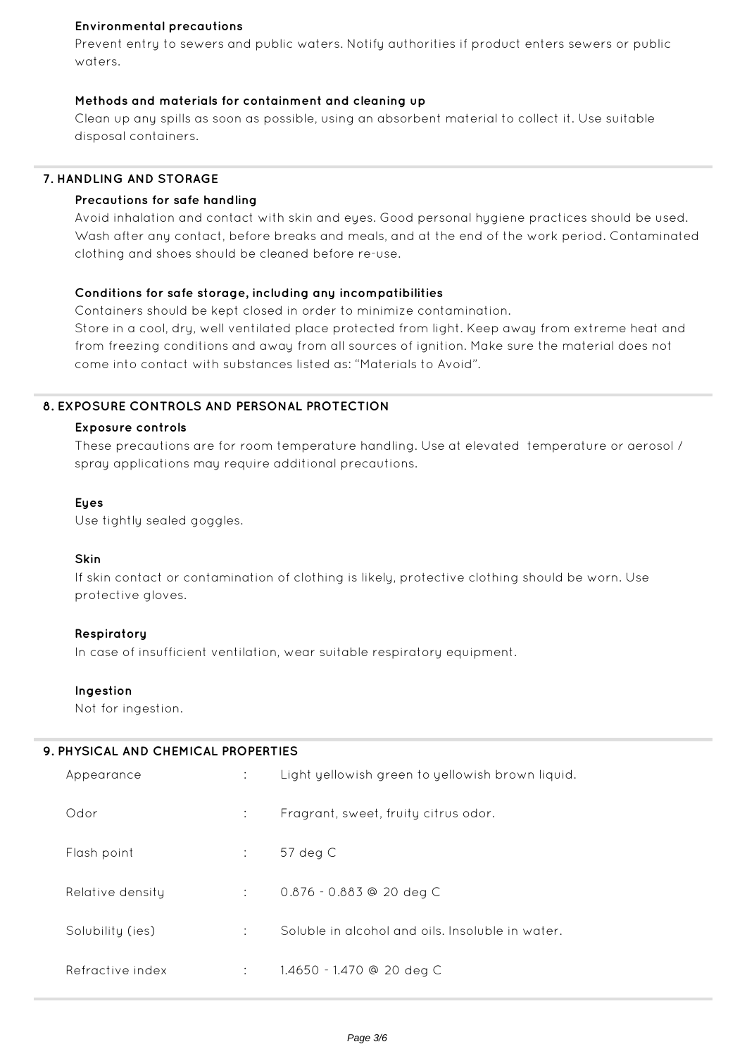### Environmental precautions

Prevent entry to sewers and public waters. Notify authorities if product enters sewers or public waters.

### Methods and materials for containment and cleaning up

Clean up any spills as soon as possible, using an absorbent material to collect it. Use suitable disposal containers.

## 7. HANDLING AND STORAGE

### Precautions for safe handling

Avoid inhalation and contact with skin and eyes. Good personal hygiene practices should be used. Wash after any contact, before breaks and meals, and at the end of the work period. Contaminated clothing and shoes should be cleaned before re-use.

### Conditions for safe storage, including any incompatibilities

Containers should be kept closed in order to minimize contamination.
Store in a cool, dry, well ventilated place protected from light. Keep away from extreme heat and from freezing conditions and away from all sources of ignition. Make sure the material does not come into contact with substances listed as: "Materials to Avoid".

## 8. EXPOSURE CONTROLS AND PERSONAL PROTECTION

### Exposure controls

These precautions are for room temperature handling. Use at elevated temperature or aerosol / spray applications may require additional precautions.

### Eyes

Use tightly sealed goggles.

### Skin

If skin contact or contamination of clothing is likely, protective clothing should be worn. Use protective gloves.

### Respiratory

In case of insufficient ventilation, wear suitable respiratory equipment.

### Ingestion

Not for ingestion.

## 9. PHYSICAL AND CHEMICAL PROPERTIES

| Property | | Value |
|---|---|---|
| Appearance | : | Light yellowish green to yellowish brown liquid. |
| Odor | : | Fragrant, sweet, fruity citrus odor. |
| Flash point | : | 57 deg C |
| Relative density | : | 0.876 - 0.883 @ 20 deg C |
| Solubility (ies) | : | Soluble in alcohol and oils. Insoluble in water. |
| Refractive index | : | 1.4650 - 1.470 @ 20 deg C |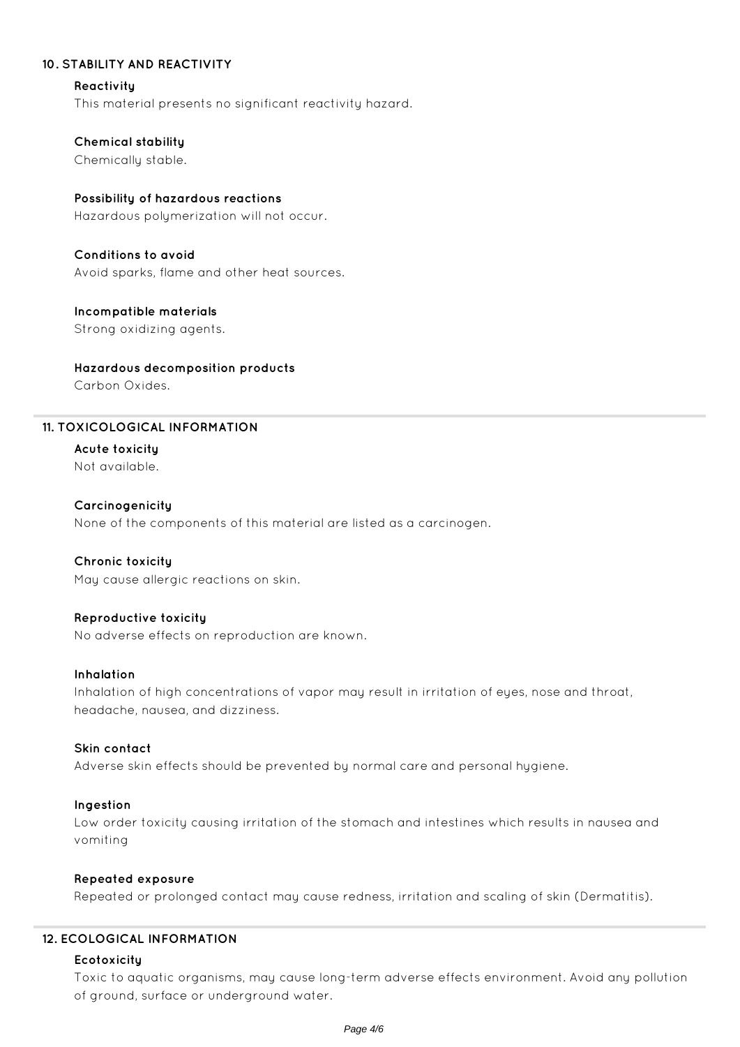## 10. STABILITY AND REACTIVITY

### Reactivity

This material presents no significant reactivity hazard.

### Chemical stability

Chemically stable.

### Possibility of hazardous reactions

Hazardous polymerization will not occur.

### Conditions to avoid

Avoid sparks, flame and other heat sources.

### Incompatible materials

Strong oxidizing agents.

### Hazardous decomposition products

Carbon Oxides.

## 11. TOXICOLOGICAL INFORMATION

### Acute toxicity

Not available.

### Carcinogenicity

None of the components of this material are listed as a carcinogen.

### Chronic toxicity

May cause allergic reactions on skin.

### Reproductive toxicity

No adverse effects on reproduction are known.

### Inhalation

Inhalation of high concentrations of vapor may result in irritation of eyes, nose and throat, headache, nausea, and dizziness.

### Skin contact

Adverse skin effects should be prevented by normal care and personal hygiene.

### Ingestion

Low order toxicity causing irritation of the stomach and intestines which results in nausea and vomiting

### Repeated exposure

Repeated or prolonged contact may cause redness, irritation and scaling of skin (Dermatitis).

## 12. ECOLOGICAL INFORMATION

### Ecotoxicity

Toxic to aquatic organisms, may cause long-term adverse effects environment. Avoid any pollution of ground, surface or underground water.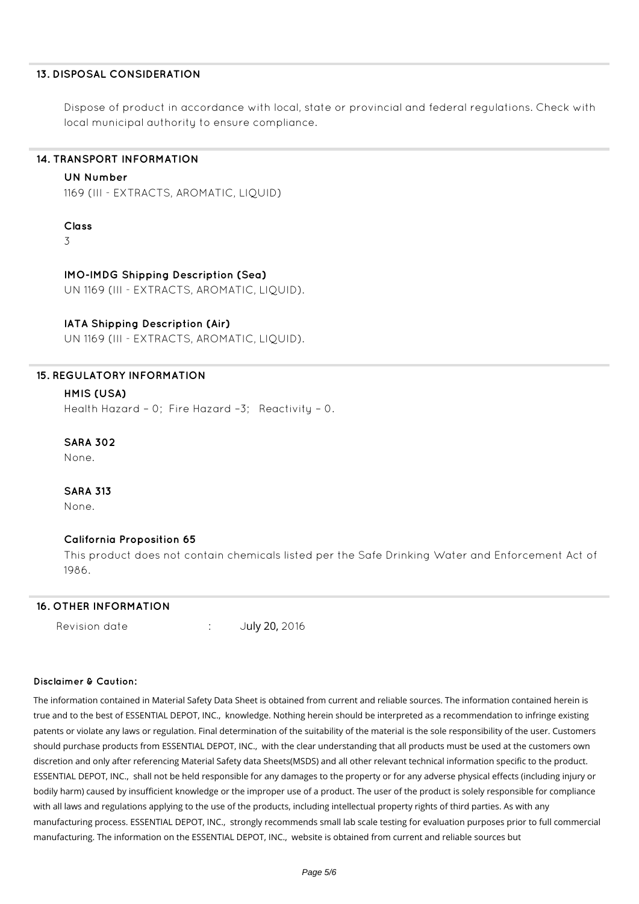## 13. DISPOSAL CONSIDERATION

Dispose of product in accordance with local, state or provincial and federal regulations. Check with local municipal authority to ensure compliance.

## 14. TRANSPORT INFORMATION

### UN Number

1169 (III - EXTRACTS, AROMATIC, LIQUID)

### Class

3

### IMO-IMDG Shipping Description (Sea)

UN 1169 (III - EXTRACTS, AROMATIC, LIQUID).

### IATA Shipping Description (Air)

UN 1169 (III - EXTRACTS, AROMATIC, LIQUID).

## 15. REGULATORY INFORMATION

### HMIS (USA)

Health Hazard – 0; Fire Hazard –3; Reactivity – 0.

### SARA 302

None.

### SARA 313

None.

### California Proposition 65

This product does not contain chemicals listed per the Safe Drinking Water and Enforcement Act of 1986.

## 16. OTHER INFORMATION

Revision date : July 20, 2016

**Disclaimer & Caution:**

The information contained in Material Safety Data Sheet is obtained from current and reliable sources. The information contained herein is true and to the best of ESSENTIAL DEPOT, INC., knowledge. Nothing herein should be interpreted as a recommendation to infringe existing patents or violate any laws or regulation. Final determination of the suitability of the material is the sole responsibility of the user. Customers should purchase products from ESSENTIAL DEPOT, INC., with the clear understanding that all products must be used at the customers own discretion and only after referencing Material Safety data Sheets(MSDS) and all other relevant technical information specific to the product. ESSENTIAL DEPOT, INC., shall not be held responsible for any damages to the property or for any adverse physical effects (including injury or bodily harm) caused by insufficient knowledge or the improper use of a product. The user of the product is solely responsible for compliance with all laws and regulations applying to the use of the products, including intellectual property rights of third parties. As with any manufacturing process. ESSENTIAL DEPOT, INC., strongly recommends small lab scale testing for evaluation purposes prior to full commercial manufacturing. The information on the ESSENTIAL DEPOT, INC., website is obtained from current and reliable sources but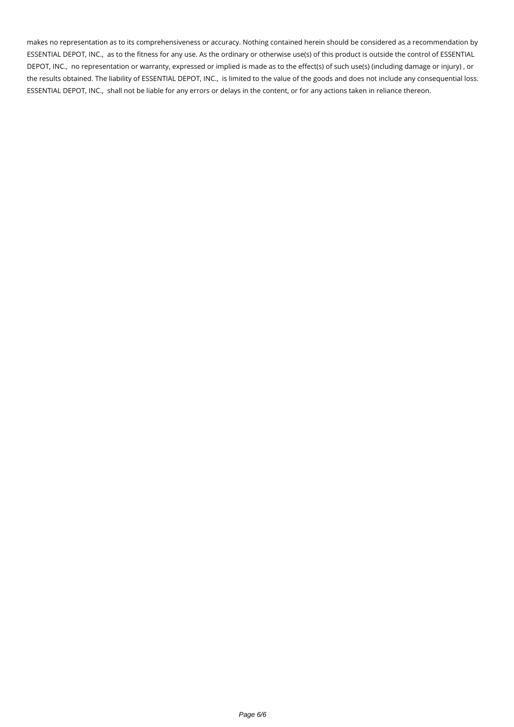makes no representation as to its comprehensiveness or accuracy. Nothing contained herein should be considered as a recommendation by ESSENTIAL DEPOT, INC., as to the fitness for any use. As the ordinary or otherwise use(s) of this product is outside the control of ESSENTIAL DEPOT, INC., no representation or warranty, expressed or implied is made as to the effect(s) of such use(s) (including damage or injury) , or the results obtained. The liability of ESSENTIAL DEPOT, INC., is limited to the value of the goods and does not include any consequential loss. ESSENTIAL DEPOT, INC., shall not be liable for any errors or delays in the content, or for any actions taken in reliance thereon.